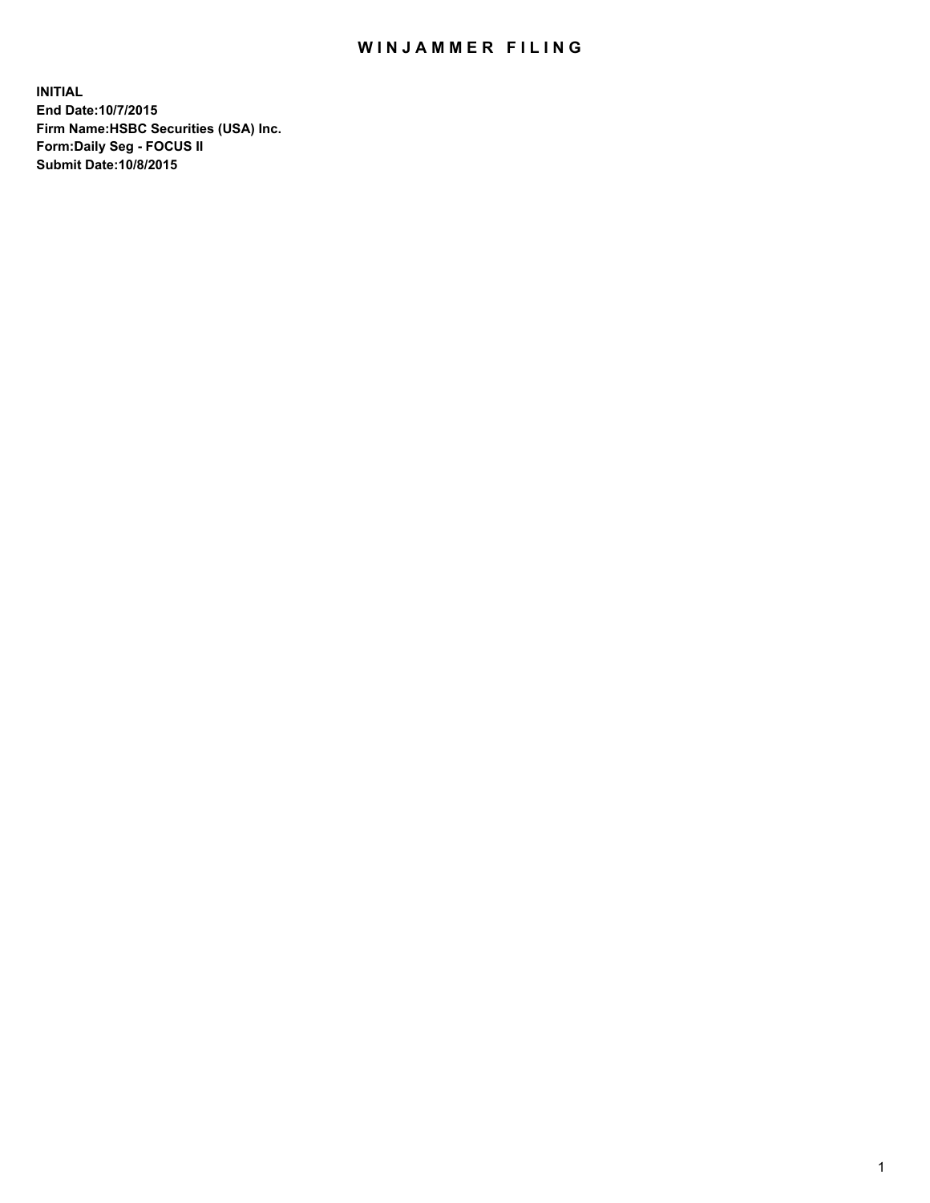# WINJAMMER FILING

**INITIAL**
**End Date:10/7/2015**
**Firm Name:HSBC Securities (USA) Inc.**
**Form:Daily Seg - FOCUS II**
**Submit Date:10/8/2015**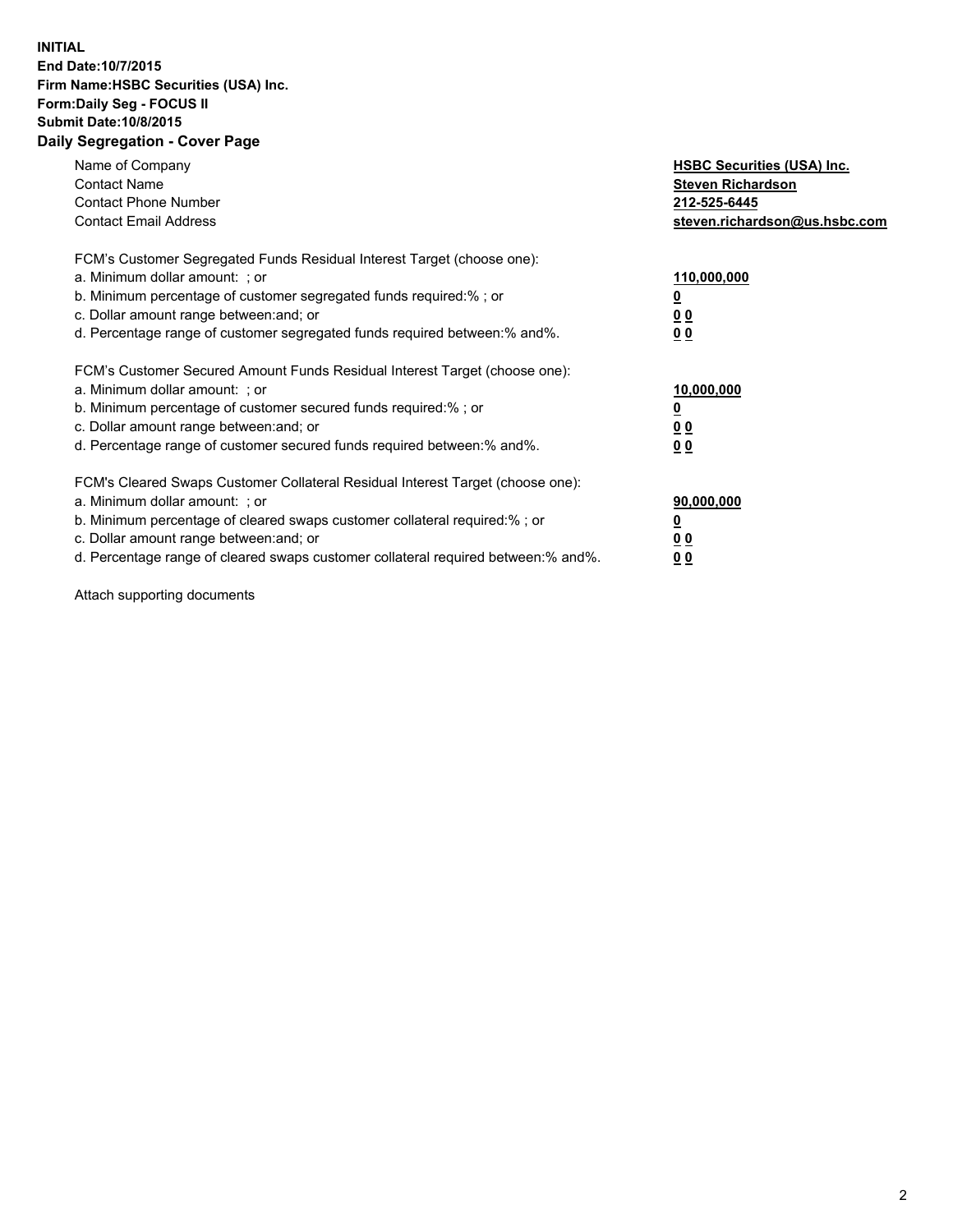**INITIAL**
**End Date:10/7/2015**
**Firm Name:HSBC Securities (USA) Inc.**
**Form:Daily Seg - FOCUS II**
**Submit Date:10/8/2015**

## Daily Segregation - Cover Page

| | |
|---|---|
| Name of Company | **HSBC Securities (USA) Inc.** |
| Contact Name | **Steven Richardson** |
| Contact Phone Number | **212-525-6445** |
| Contact Email Address | **steven.richardson@us.hsbc.com** |

FCM's Customer Segregated Funds Residual Interest Target (choose one):

| | |
|---|---|
| a. Minimum dollar amount: ; or | **110,000,000** |
| b. Minimum percentage of customer segregated funds required:% ; or | **0** |
| c. Dollar amount range between:and; or | **0 0** |
| d. Percentage range of customer segregated funds required between:% and%. | **0 0** |

FCM's Customer Secured Amount Funds Residual Interest Target (choose one):

| | |
|---|---|
| a. Minimum dollar amount: ; or | **10,000,000** |
| b. Minimum percentage of customer secured funds required:% ; or | **0** |
| c. Dollar amount range between:and; or | **0 0** |
| d. Percentage range of customer secured funds required between:% and%. | **0 0** |

FCM's Cleared Swaps Customer Collateral Residual Interest Target (choose one):

| | |
|---|---|
| a. Minimum dollar amount: ; or | **90,000,000** |
| b. Minimum percentage of cleared swaps customer collateral required:% ; or | **0** |
| c. Dollar amount range between:and; or | **0 0** |
| d. Percentage range of cleared swaps customer collateral required between:% and%. | **0 0** |

Attach supporting documents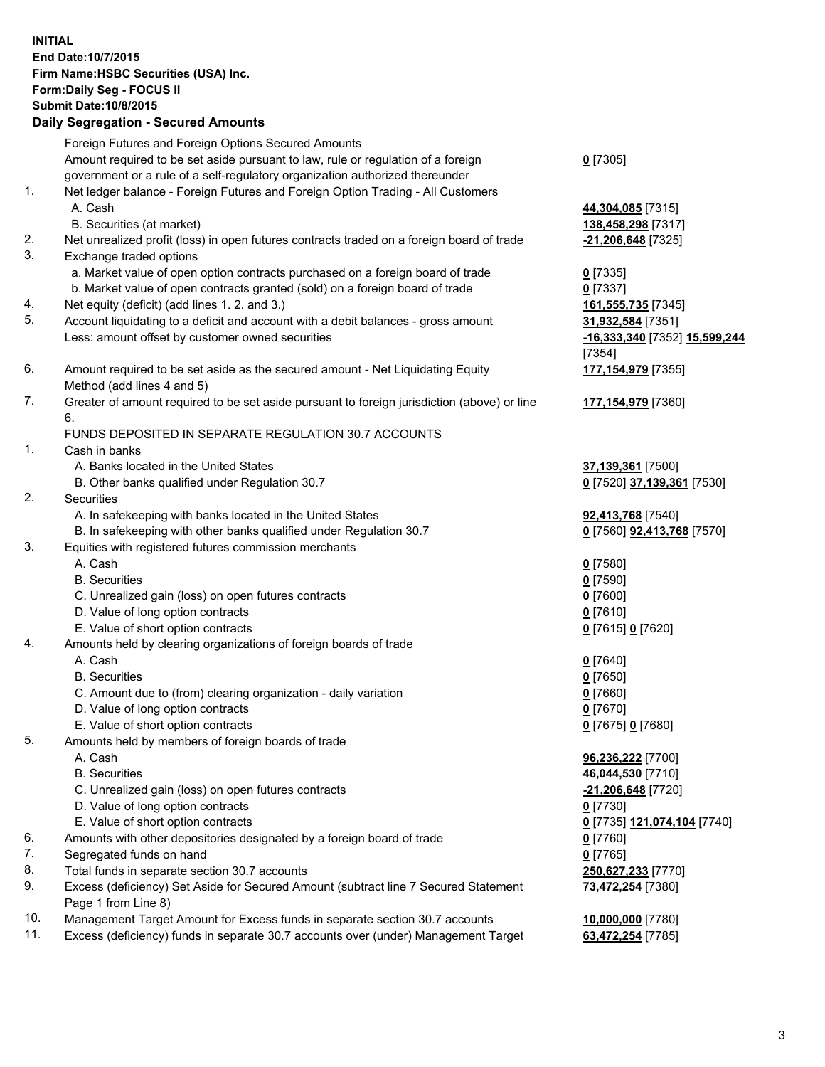**INITIAL**
**End Date:10/7/2015**
**Firm Name:HSBC Securities (USA) Inc.**
**Form:Daily Seg - FOCUS II**
**Submit Date:10/8/2015**

## Daily Segregation - Secured Amounts

| | | |
|---|---|---|
| | Foreign Futures and Foreign Options Secured Amounts | |
| | Amount required to be set aside pursuant to law, rule or regulation of a foreign government or a rule of a self-regulatory organization authorized thereunder | **0** [7305] |
| 1. | Net ledger balance - Foreign Futures and Foreign Option Trading - All Customers | |
| | A. Cash | **44,304,085** [7315] |
| | B. Securities (at market) | **138,458,298** [7317] |
| 2. | Net unrealized profit (loss) in open futures contracts traded on a foreign board of trade | **-21,206,648** [7325] |
| 3. | Exchange traded options | |
| | a. Market value of open option contracts purchased on a foreign board of trade | **0** [7335] |
| | b. Market value of open contracts granted (sold) on a foreign board of trade | **0** [7337] |
| 4. | Net equity (deficit) (add lines 1. 2. and 3.) | **161,555,735** [7345] |
| 5. | Account liquidating to a deficit and account with a debit balances - gross amount | **31,932,584** [7351] |
| | Less: amount offset by customer owned securities | **-16,333,340** [7352] **15,599,244** [7354] |
| 6. | Amount required to be set aside as the secured amount - Net Liquidating Equity Method (add lines 4 and 5) | **177,154,979** [7355] |
| 7. | Greater of amount required to be set aside pursuant to foreign jurisdiction (above) or line 6. | **177,154,979** [7360] |
| | FUNDS DEPOSITED IN SEPARATE REGULATION 30.7 ACCOUNTS | |
| 1. | Cash in banks | |
| | A. Banks located in the United States | **37,139,361** [7500] |
| | B. Other banks qualified under Regulation 30.7 | **0** [7520] **37,139,361** [7530] |
| 2. | Securities | |
| | A. In safekeeping with banks located in the United States | **92,413,768** [7540] |
| | B. In safekeeping with other banks qualified under Regulation 30.7 | **0** [7560] **92,413,768** [7570] |
| 3. | Equities with registered futures commission merchants | |
| | A. Cash | **0** [7580] |
| | B. Securities | **0** [7590] |
| | C. Unrealized gain (loss) on open futures contracts | **0** [7600] |
| | D. Value of long option contracts | **0** [7610] |
| | E. Value of short option contracts | **0** [7615] **0** [7620] |
| 4. | Amounts held by clearing organizations of foreign boards of trade | |
| | A. Cash | **0** [7640] |
| | B. Securities | **0** [7650] |
| | C. Amount due to (from) clearing organization - daily variation | **0** [7660] |
| | D. Value of long option contracts | **0** [7670] |
| | E. Value of short option contracts | **0** [7675] **0** [7680] |
| 5. | Amounts held by members of foreign boards of trade | |
| | A. Cash | **96,236,222** [7700] |
| | B. Securities | **46,044,530** [7710] |
| | C. Unrealized gain (loss) on open futures contracts | **-21,206,648** [7720] |
| | D. Value of long option contracts | **0** [7730] |
| | E. Value of short option contracts | **0** [7735] **121,074,104** [7740] |
| 6. | Amounts with other depositories designated by a foreign board of trade | **0** [7760] |
| 7. | Segregated funds on hand | **0** [7765] |
| 8. | Total funds in separate section 30.7 accounts | **250,627,233** [7770] |
| 9. | Excess (deficiency) Set Aside for Secured Amount (subtract line 7 Secured Statement Page 1 from Line 8) | **73,472,254** [7380] |
| 10. | Management Target Amount for Excess funds in separate section 30.7 accounts | **10,000,000** [7780] |
| 11. | Excess (deficiency) funds in separate 30.7 accounts over (under) Management Target | **63,472,254** [7785] |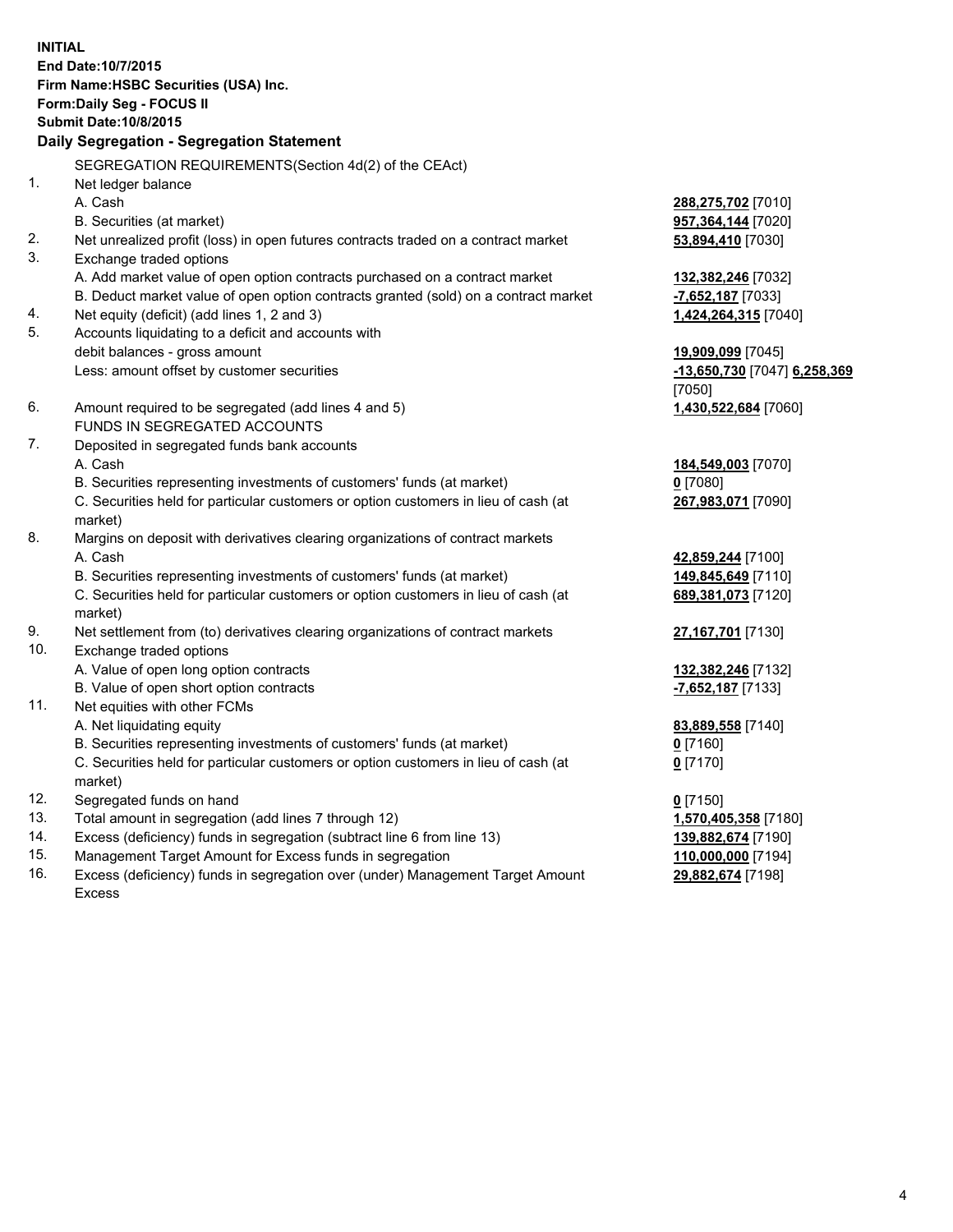**INITIAL**
**End Date:10/7/2015**
**Firm Name:HSBC Securities (USA) Inc.**
**Form:Daily Seg - FOCUS II**
**Submit Date:10/8/2015**

### Daily Segregation - Segregation Statement

| | | |
|---|---|---|
| | SEGREGATION REQUIREMENTS(Section 4d(2) of the CEAct) | |
| 1. | Net ledger balance | |
| | A. Cash | **288,275,702** [7010] |
| | B. Securities (at market) | **957,364,144** [7020] |
| 2. | Net unrealized profit (loss) in open futures contracts traded on a contract market | **53,894,410** [7030] |
| 3. | Exchange traded options | |
| | A. Add market value of open option contracts purchased on a contract market | **132,382,246** [7032] |
| | B. Deduct market value of open option contracts granted (sold) on a contract market | **-7,652,187** [7033] |
| 4. | Net equity (deficit) (add lines 1, 2 and 3) | **1,424,264,315** [7040] |
| 5. | Accounts liquidating to a deficit and accounts with debit balances - gross amount | **19,909,099** [7045] |
| | Less: amount offset by customer securities | **-13,650,730** [7047] **6,258,369** [7050] |
| 6. | Amount required to be segregated (add lines 4 and 5) | **1,430,522,684** [7060] |
| | FUNDS IN SEGREGATED ACCOUNTS | |
| 7. | Deposited in segregated funds bank accounts | |
| | A. Cash | **184,549,003** [7070] |
| | B. Securities representing investments of customers' funds (at market) | **0** [7080] |
| | C. Securities held for particular customers or option customers in lieu of cash (at market) | **267,983,071** [7090] |
| 8. | Margins on deposit with derivatives clearing organizations of contract markets | |
| | A. Cash | **42,859,244** [7100] |
| | B. Securities representing investments of customers' funds (at market) | **149,845,649** [7110] |
| | C. Securities held for particular customers or option customers in lieu of cash (at market) | **689,381,073** [7120] |
| 9. | Net settlement from (to) derivatives clearing organizations of contract markets | **27,167,701** [7130] |
| 10. | Exchange traded options | |
| | A. Value of open long option contracts | **132,382,246** [7132] |
| | B. Value of open short option contracts | **-7,652,187** [7133] |
| 11. | Net equities with other FCMs | |
| | A. Net liquidating equity | **83,889,558** [7140] |
| | B. Securities representing investments of customers' funds (at market) | **0** [7160] |
| | C. Securities held for particular customers or option customers in lieu of cash (at market) | **0** [7170] |
| 12. | Segregated funds on hand | **0** [7150] |
| 13. | Total amount in segregation (add lines 7 through 12) | **1,570,405,358** [7180] |
| 14. | Excess (deficiency) funds in segregation (subtract line 6 from line 13) | **139,882,674** [7190] |
| 15. | Management Target Amount for Excess funds in segregation | **110,000,000** [7194] |
| 16. | Excess (deficiency) funds in segregation over (under) Management Target Amount Excess | **29,882,674** [7198] |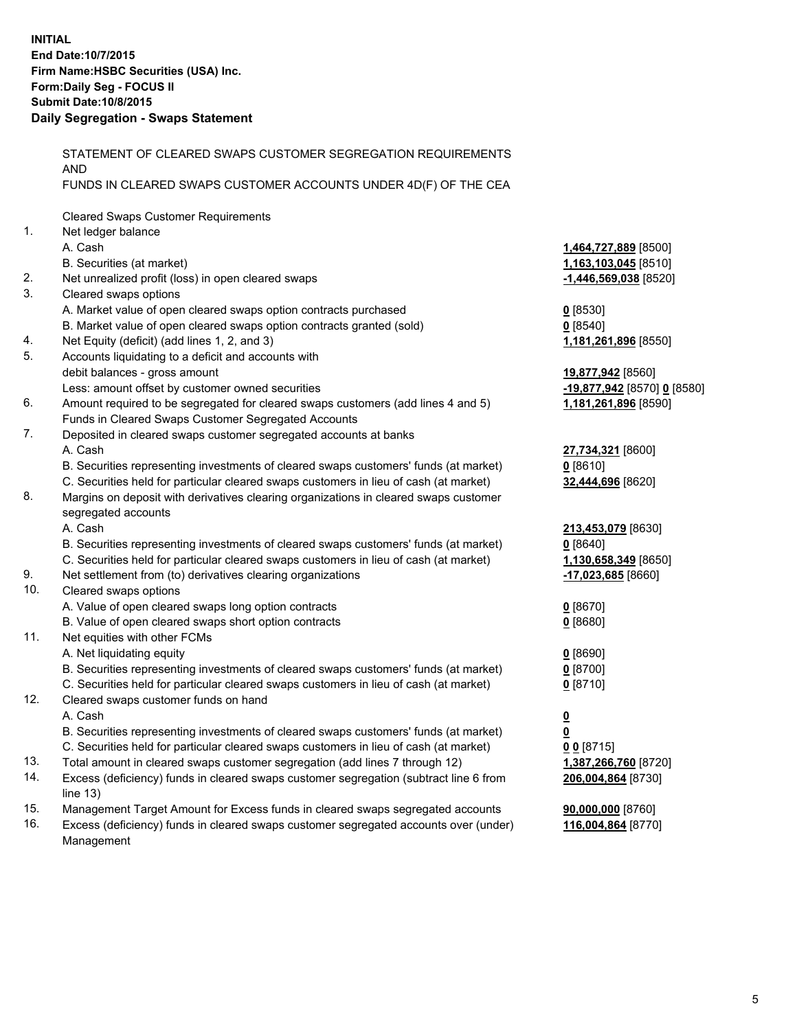**INITIAL**
**End Date:10/7/2015**
**Firm Name:HSBC Securities (USA) Inc.**
**Form:Daily Seg - FOCUS II**
**Submit Date:10/8/2015**
**Daily Segregation - Swaps Statement**

STATEMENT OF CLEARED SWAPS CUSTOMER SEGREGATION REQUIREMENTS AND FUNDS IN CLEARED SWAPS CUSTOMER ACCOUNTS UNDER 4D(F) OF THE CEA

| | | |
|---|---|---|
| | Cleared Swaps Customer Requirements | |
| 1. | Net ledger balance | |
| | A. Cash | **1,464,727,889** [8500] |
| | B. Securities (at market) | **1,163,103,045** [8510] |
| 2. | Net unrealized profit (loss) in open cleared swaps | **-1,446,569,038** [8520] |
| 3. | Cleared swaps options | |
| | A. Market value of open cleared swaps option contracts purchased | **0** [8530] |
| | B. Market value of open cleared swaps option contracts granted (sold) | **0** [8540] |
| 4. | Net Equity (deficit) (add lines 1, 2, and 3) | **1,181,261,896** [8550] |
| 5. | Accounts liquidating to a deficit and accounts with debit balances - gross amount | **19,877,942** [8560] |
| | Less: amount offset by customer owned securities | **-19,877,942** [8570] **0** [8580] |
| 6. | Amount required to be segregated for cleared swaps customers (add lines 4 and 5) | **1,181,261,896** [8590] |
| | Funds in Cleared Swaps Customer Segregated Accounts | |
| 7. | Deposited in cleared swaps customer segregated accounts at banks | |
| | A. Cash | **27,734,321** [8600] |
| | B. Securities representing investments of cleared swaps customers' funds (at market) | **0** [8610] |
| | C. Securities held for particular cleared swaps customers in lieu of cash (at market) | **32,444,696** [8620] |
| 8. | Margins on deposit with derivatives clearing organizations in cleared swaps customer segregated accounts | |
| | A. Cash | **213,453,079** [8630] |
| | B. Securities representing investments of cleared swaps customers' funds (at market) | **0** [8640] |
| | C. Securities held for particular cleared swaps customers in lieu of cash (at market) | **1,130,658,349** [8650] |
| 9. | Net settlement from (to) derivatives clearing organizations | **-17,023,685** [8660] |
| 10. | Cleared swaps options | |
| | A. Value of open cleared swaps long option contracts | **0** [8670] |
| | B. Value of open cleared swaps short option contracts | **0** [8680] |
| 11. | Net equities with other FCMs | |
| | A. Net liquidating equity | **0** [8690] |
| | B. Securities representing investments of cleared swaps customers' funds (at market) | **0** [8700] |
| | C. Securities held for particular cleared swaps customers in lieu of cash (at market) | **0** [8710] |
| 12. | Cleared swaps customer funds on hand | |
| | A. Cash | **0** |
| | B. Securities representing investments of cleared swaps customers' funds (at market) | **0** |
| | C. Securities held for particular cleared swaps customers in lieu of cash (at market) | **0** **0** [8715] |
| 13. | Total amount in cleared swaps customer segregation (add lines 7 through 12) | **1,387,266,760** [8720] |
| 14. | Excess (deficiency) funds in cleared swaps customer segregation (subtract line 6 from line 13) | **206,004,864** [8730] |
| 15. | Management Target Amount for Excess funds in cleared swaps segregated accounts | **90,000,000** [8760] |
| 16. | Excess (deficiency) funds in cleared swaps customer segregated accounts over (under) Management | **116,004,864** [8770] |